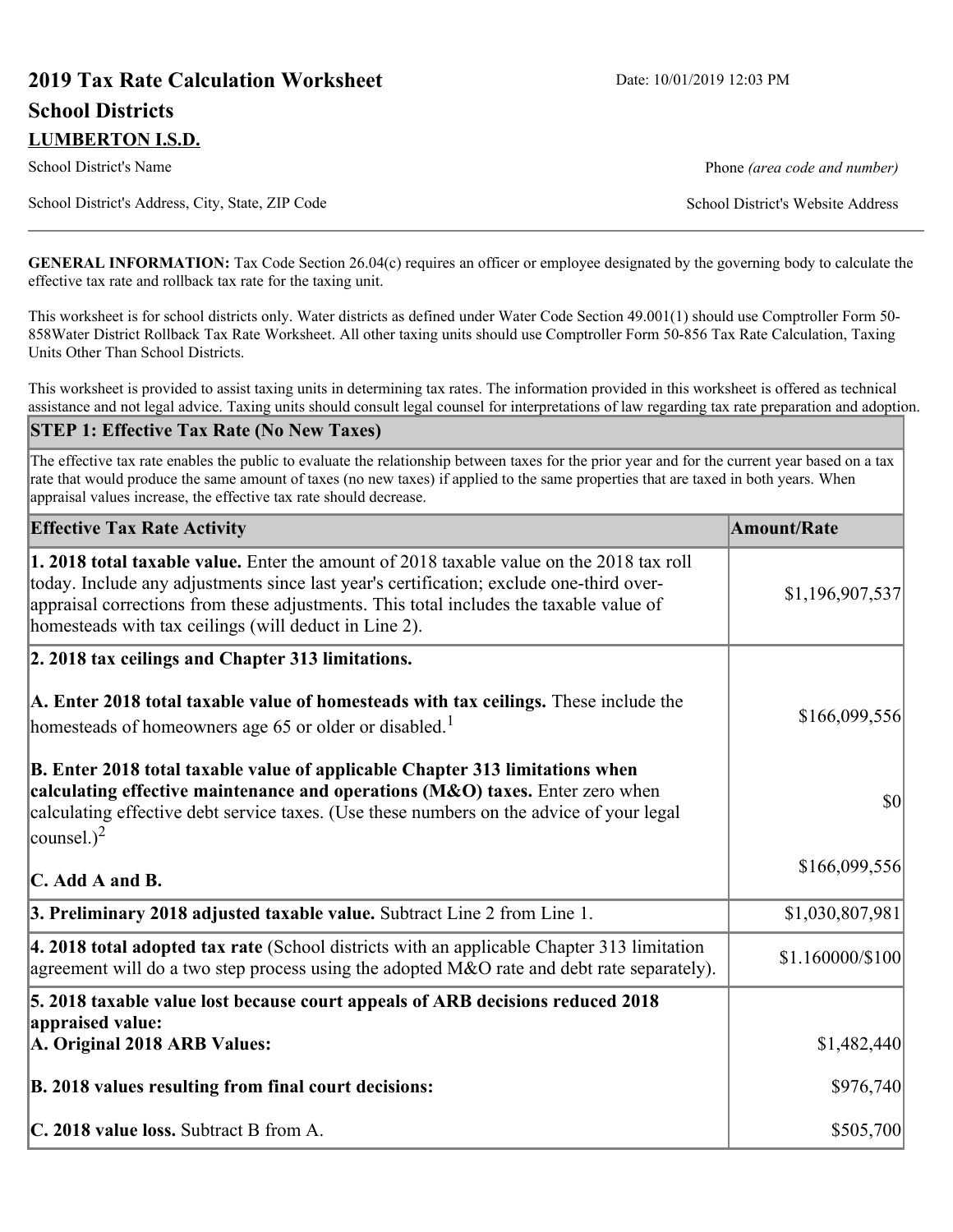# 2019 Tax Rate Calculation Worksheet

Date: 10/01/2019 12:03 PM

## School Districts

**LUMBERTON I.S.D.**

School District's Name

Phone *(area code and number)*

School District's Address, City, State, ZIP Code

School District's Website Address

**GENERAL INFORMATION:** Tax Code Section 26.04(c) requires an officer or employee designated by the governing body to calculate the effective tax rate and rollback tax rate for the taxing unit.

This worksheet is for school districts only. Water districts as defined under Water Code Section 49.001(1) should use Comptroller Form 50-858Water District Rollback Tax Rate Worksheet. All other taxing units should use Comptroller Form 50-856 Tax Rate Calculation, Taxing Units Other Than School Districts.

This worksheet is provided to assist taxing units in determining tax rates. The information provided in this worksheet is offered as technical assistance and not legal advice. Taxing units should consult legal counsel for interpretations of law regarding tax rate preparation and adoption.

### STEP 1: Effective Tax Rate (No New Taxes)

The effective tax rate enables the public to evaluate the relationship between taxes for the prior year and for the current year based on a tax rate that would produce the same amount of taxes (no new taxes) if applied to the same properties that are taxed in both years. When appraisal values increase, the effective tax rate should decrease.

| Effective Tax Rate Activity | Amount/Rate |
|---|---|
| **1. 2018 total taxable value.** Enter the amount of 2018 taxable value on the 2018 tax roll today. Include any adjustments since last year's certification; exclude one-third over-appraisal corrections from these adjustments. This total includes the taxable value of homesteads with tax ceilings (will deduct in Line 2). | $1,196,907,537 |
| **2. 2018 tax ceilings and Chapter 313 limitations.** | |
| **A. Enter 2018 total taxable value of homesteads with tax ceilings.** These include the homesteads of homeowners age 65 or older or disabled.[1] | $166,099,556 |
| **B. Enter 2018 total taxable value of applicable Chapter 313 limitations when calculating effective maintenance and operations (M&O) taxes.** Enter zero when calculating effective debt service taxes. (Use these numbers on the advice of your legal counsel.)[2] | $0 |
| **C. Add A and B.** | $166,099,556 |
| **3. Preliminary 2018 adjusted taxable value.** Subtract Line 2 from Line 1. | $1,030,807,981 |
| **4. 2018 total adopted tax rate** (School districts with an applicable Chapter 313 limitation agreement will do a two step process using the adopted M&O rate and debt rate separately). | $1.160000/$100 |
| **5. 2018 taxable value lost because court appeals of ARB decisions reduced 2018 appraised value:** | |
| **A. Original 2018 ARB Values:** | $1,482,440 |
| **B. 2018 values resulting from final court decisions:** | $976,740 |
| **C. 2018 value loss.** Subtract B from A. | $505,700 |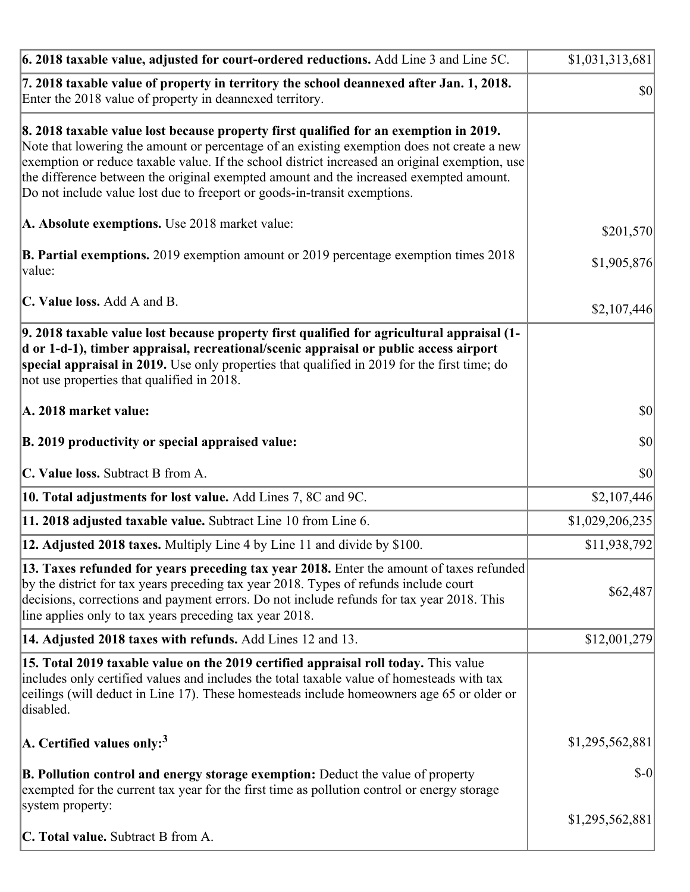| | |
|---|---|
| **6. 2018 taxable value, adjusted for court-ordered reductions.** Add Line 3 and Line 5C. | $1,031,313,681 |
| **7. 2018 taxable value of property in territory the school deannexed after Jan. 1, 2018.** Enter the 2018 value of property in deannexed territory. | $0 |
| **8. 2018 taxable value lost because property first qualified for an exemption in 2019.** Note that lowering the amount or percentage of an existing exemption does not create a new exemption or reduce taxable value. If the school district increased an original exemption, use the difference between the original exempted amount and the increased exempted amount. Do not include value lost due to freeport or goods-in-transit exemptions.<br><br>**A. Absolute exemptions.** Use 2018 market value:<br><br>**B. Partial exemptions.** 2019 exemption amount or 2019 percentage exemption times 2018 value:<br><br>**C. Value loss.** Add A and B. | <br><br><br><br><br>$201,570<br><br>$1,905,876<br><br>$2,107,446 |
| **9. 2018 taxable value lost because property first qualified for agricultural appraisal (1-d or 1-d-1), timber appraisal, recreational/scenic appraisal or public access airport special appraisal in 2019.** Use only properties that qualified in 2019 for the first time; do not use properties that qualified in 2018.<br><br>**A. 2018 market value:**<br><br>**B. 2019 productivity or special appraised value:**<br><br>**C. Value loss.** Subtract B from A. | <br><br><br><br>$0<br><br>$0<br><br>$0 |
| **10. Total adjustments for lost value.** Add Lines 7, 8C and 9C. | $2,107,446 |
| **11. 2018 adjusted taxable value.** Subtract Line 10 from Line 6. | $1,029,206,235 |
| **12. Adjusted 2018 taxes.** Multiply Line 4 by Line 11 and divide by $100. | $11,938,792 |
| **13. Taxes refunded for years preceding tax year 2018.** Enter the amount of taxes refunded by the district for tax years preceding tax year 2018. Types of refunds include court decisions, corrections and payment errors. Do not include refunds for tax year 2018. This line applies only to tax years preceding tax year 2018. | $62,487 |
| **14. Adjusted 2018 taxes with refunds.** Add Lines 12 and 13. | $12,001,279 |
| **15. Total 2019 taxable value on the 2019 certified appraisal roll today.** This value includes only certified values and includes the total taxable value of homesteads with tax ceilings (will deduct in Line 17). These homesteads include homeowners age 65 or older or disabled.<br><br>**A. Certified values only:**[3]<br><br>**B. Pollution control and energy storage exemption:** Deduct the value of property exempted for the current tax year for the first time as pollution control or energy storage system property:<br><br>**C. Total value.** Subtract B from A. | <br><br><br><br>$1,295,562,881<br><br>$-0<br><br>$1,295,562,881 |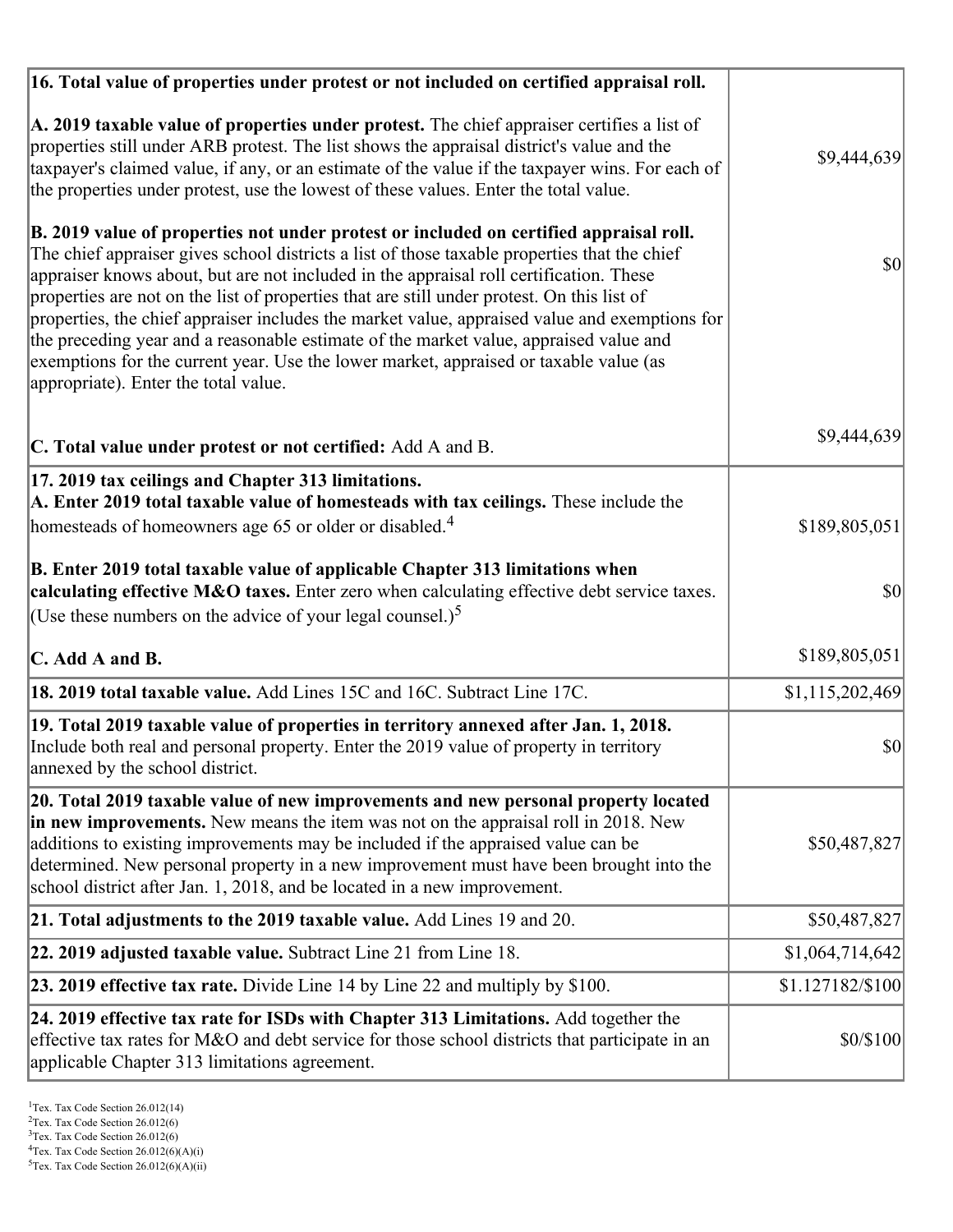| | |
|---|---|
| **16. Total value of properties under protest or not included on certified appraisal roll.** | |
| **A. 2019 taxable value of properties under protest.** The chief appraiser certifies a list of properties still under ARB protest. The list shows the appraisal district's value and the taxpayer's claimed value, if any, or an estimate of the value if the taxpayer wins. For each of the properties under protest, use the lowest of these values. Enter the total value. | $9,444,639 |
| **B. 2019 value of properties not under protest or included on certified appraisal roll.** The chief appraiser gives school districts a list of those taxable properties that the chief appraiser knows about, but are not included in the appraisal roll certification. These properties are not on the list of properties that are still under protest. On this list of properties, the chief appraiser includes the market value, appraised value and exemptions for the preceding year and a reasonable estimate of the market value, appraised value and exemptions for the current year. Use the lower market, appraised or taxable value (as appropriate). Enter the total value. | $0 |
| **C. Total value under protest or not certified:** Add A and B. | $9,444,639 |
| **17. 2019 tax ceilings and Chapter 313 limitations.** | |
| **A. Enter 2019 total taxable value of homesteads with tax ceilings.** These include the homesteads of homeowners age 65 or older or disabled.[4] | $189,805,051 |
| **B. Enter 2019 total taxable value of applicable Chapter 313 limitations when calculating effective M&O taxes.** Enter zero when calculating effective debt service taxes. (Use these numbers on the advice of your legal counsel.)[5] | $0 |
| **C. Add A and B.** | $189,805,051 |
| **18. 2019 total taxable value.** Add Lines 15C and 16C. Subtract Line 17C. | $1,115,202,469 |
| **19. Total 2019 taxable value of properties in territory annexed after Jan. 1, 2018.** Include both real and personal property. Enter the 2019 value of property in territory annexed by the school district. | $0 |
| **20. Total 2019 taxable value of new improvements and new personal property located in new improvements.** New means the item was not on the appraisal roll in 2018. New additions to existing improvements may be included if the appraised value can be determined. New personal property in a new improvement must have been brought into the school district after Jan. 1, 2018, and be located in a new improvement. | $50,487,827 |
| **21. Total adjustments to the 2019 taxable value.** Add Lines 19 and 20. | $50,487,827 |
| **22. 2019 adjusted taxable value.** Subtract Line 21 from Line 18. | $1,064,714,642 |
| **23. 2019 effective tax rate.** Divide Line 14 by Line 22 and multiply by $100. | $1.127182/$100 |
| **24. 2019 effective tax rate for ISDs with Chapter 313 Limitations.** Add together the effective tax rates for M&O and debt service for those school districts that participate in an applicable Chapter 313 limitations agreement. | $0/$100 |

[1]Tex. Tax Code Section 26.012(14)
[2]Tex. Tax Code Section 26.012(6)
[3]Tex. Tax Code Section 26.012(6)
[4]Tex. Tax Code Section 26.012(6)(A)(i)
[5]Tex. Tax Code Section 26.012(6)(A)(ii)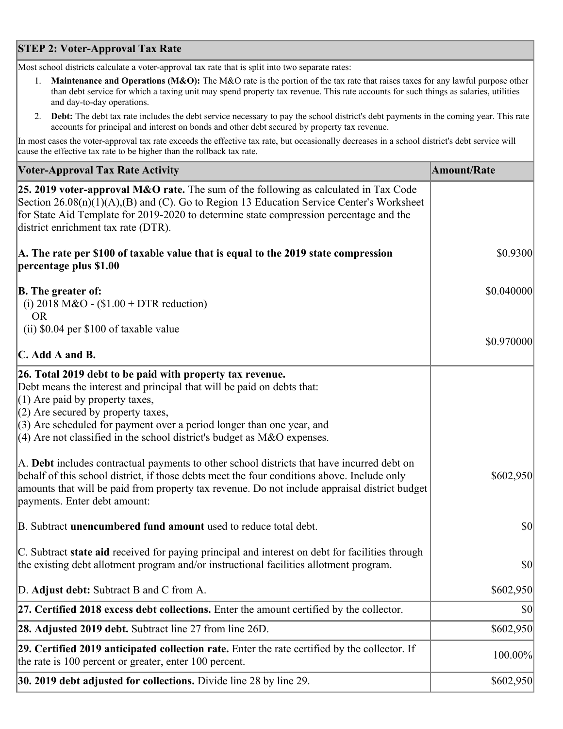## STEP 2: Voter-Approval Tax Rate

Most school districts calculate a voter-approval tax rate that is split into two separate rates:

1. **Maintenance and Operations (M&O):** The M&O rate is the portion of the tax rate that raises taxes for any lawful purpose other than debt service for which a taxing unit may spend property tax revenue. This rate accounts for such things as salaries, utilities and day-to-day operations.
2. **Debt:** The debt tax rate includes the debt service necessary to pay the school district's debt payments in the coming year. This rate accounts for principal and interest on bonds and other debt secured by property tax revenue.

In most cases the voter-approval tax rate exceeds the effective tax rate, but occasionally decreases in a school district's debt service will cause the effective tax rate to be higher than the rollback tax rate.

| Voter-Approval Tax Rate Activity | Amount/Rate |
|---|---|
| **25. 2019 voter-approval M&O rate.** The sum of the following as calculated in Tax Code Section 26.08(n)(1)(A),(B) and (C). Go to Region 13 Education Service Center's Worksheet for State Aid Template for 2019-2020 to determine state compression percentage and the district enrichment tax rate (DTR). | |
| **A. The rate per $100 of taxable value that is equal to the 2019 state compression percentage plus $1.00** | $0.9300 |
| **B. The greater of:** (i) 2018 M&O - ($1.00 + DTR reduction) OR (ii) $0.04 per $100 of taxable value | $0.040000 |
| **C. Add A and B.** | $0.970000 |
| **26. Total 2019 debt to be paid with property tax revenue.** Debt means the interest and principal that will be paid on debts that: (1) Are paid by property taxes, (2) Are secured by property taxes, (3) Are scheduled for payment over a period longer than one year, and (4) Are not classified in the school district's budget as M&O expenses. | |
| A. **Debt** includes contractual payments to other school districts that have incurred debt on behalf of this school district, if those debts meet the four conditions above. Include only amounts that will be paid from property tax revenue. Do not include appraisal district budget payments. Enter debt amount: | $602,950 |
| B. Subtract **unencumbered fund amount** used to reduce total debt. | $0 |
| C. Subtract **state aid** received for paying principal and interest on debt for facilities through the existing debt allotment program and/or instructional facilities allotment program. | $0 |
| D. **Adjust debt:** Subtract B and C from A. | $602,950 |
| **27. Certified 2018 excess debt collections.** Enter the amount certified by the collector. | $0 |
| **28. Adjusted 2019 debt.** Subtract line 27 from line 26D. | $602,950 |
| **29. Certified 2019 anticipated collection rate.** Enter the rate certified by the collector. If the rate is 100 percent or greater, enter 100 percent. | 100.00% |
| **30. 2019 debt adjusted for collections.** Divide line 28 by line 29. | $602,950 |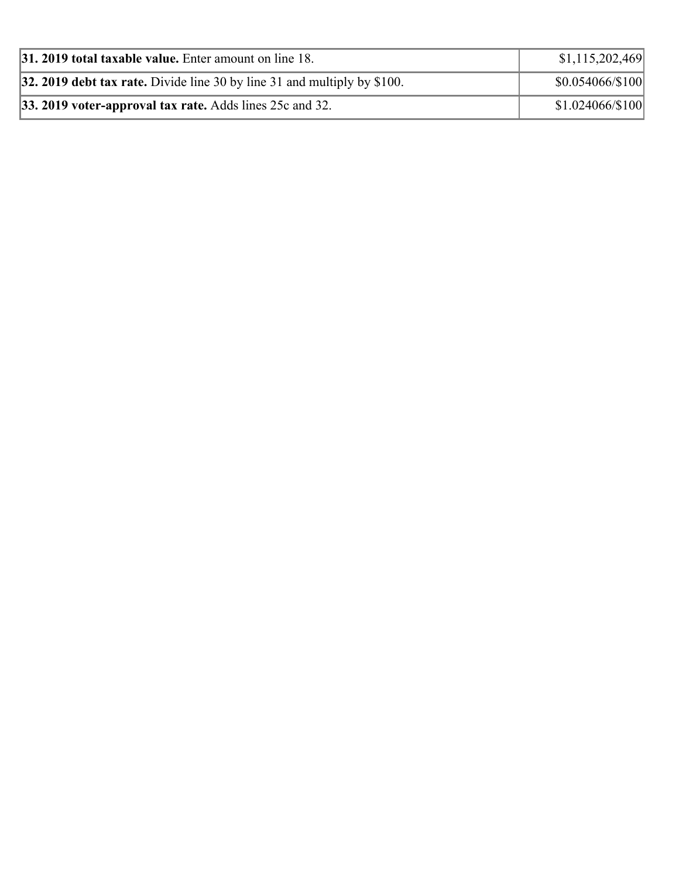| | |
|---|---|
| **31. 2019 total taxable value.** Enter amount on line 18. | $1,115,202,469 |
| **32. 2019 debt tax rate.** Divide line 30 by line 31 and multiply by $100. | $0.054066/$100 |
| **33. 2019 voter-approval tax rate.** Adds lines 25c and 32. | $1.024066/$100 |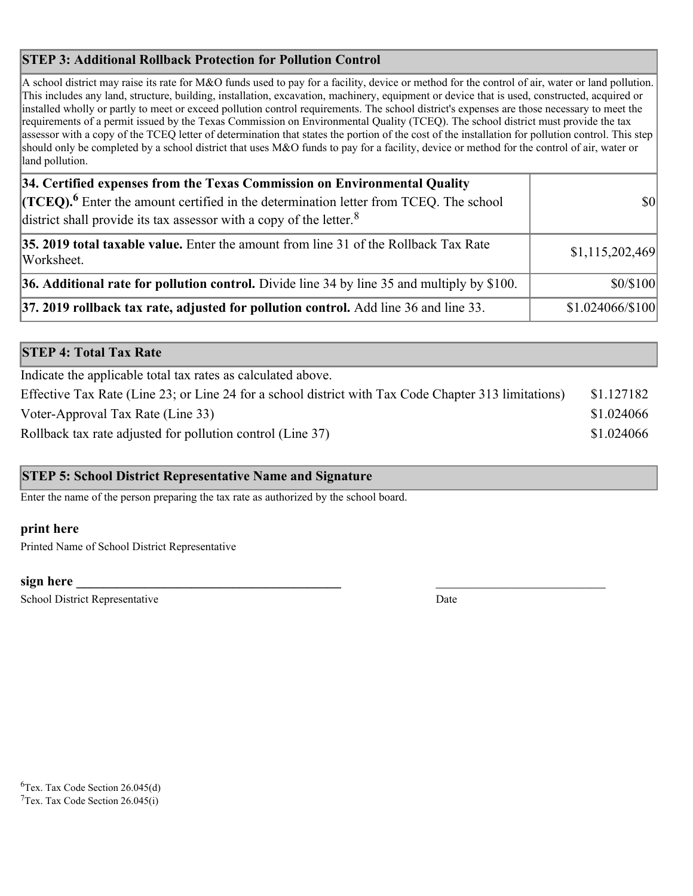## STEP 3: Additional Rollback Protection for Pollution Control

A school district may raise its rate for M&O funds used to pay for a facility, device or method for the control of air, water or land pollution. This includes any land, structure, building, installation, excavation, machinery, equipment or device that is used, constructed, acquired or installed wholly or partly to meet or exceed pollution control requirements. The school district's expenses are those necessary to meet the requirements of a permit issued by the Texas Commission on Environmental Quality (TCEQ). The school district must provide the tax assessor with a copy of the TCEQ letter of determination that states the portion of the cost of the installation for pollution control. This step should only be completed by a school district that uses M&O funds to pay for a facility, device or method for the control of air, water or land pollution.

| | |
|---|---|
| **34. Certified expenses from the Texas Commission on Environmental Quality (TCEQ).**[6] Enter the amount certified in the determination letter from TCEQ. The school district shall provide its tax assessor with a copy of the letter.[8] | $0 |
| **35. 2019 total taxable value.** Enter the amount from line 31 of the Rollback Tax Rate Worksheet. | $1,115,202,469 |
| **36. Additional rate for pollution control.** Divide line 34 by line 35 and multiply by $100. | $0/$100 |
| **37. 2019 rollback tax rate, adjusted for pollution control.** Add line 36 and line 33. | $1.024066/$100 |

## STEP 4: Total Tax Rate

Indicate the applicable total tax rates as calculated above.

| | |
|---|---|
| Effective Tax Rate (Line 23; or Line 24 for a school district with Tax Code Chapter 313 limitations) | $1.127182 |
| Voter-Approval Tax Rate (Line 33) | $1.024066 |
| Rollback tax rate adjusted for pollution control (Line 37) | $1.024066 |

## STEP 5: School District Representative Name and Signature

Enter the name of the person preparing the tax rate as authorized by the school board.

**print here**

Printed Name of School District Representative

**sign here** ________________________________________ ____________________________

School District Representative Date

[6]Tex. Tax Code Section 26.045(d)
[7]Tex. Tax Code Section 26.045(i)